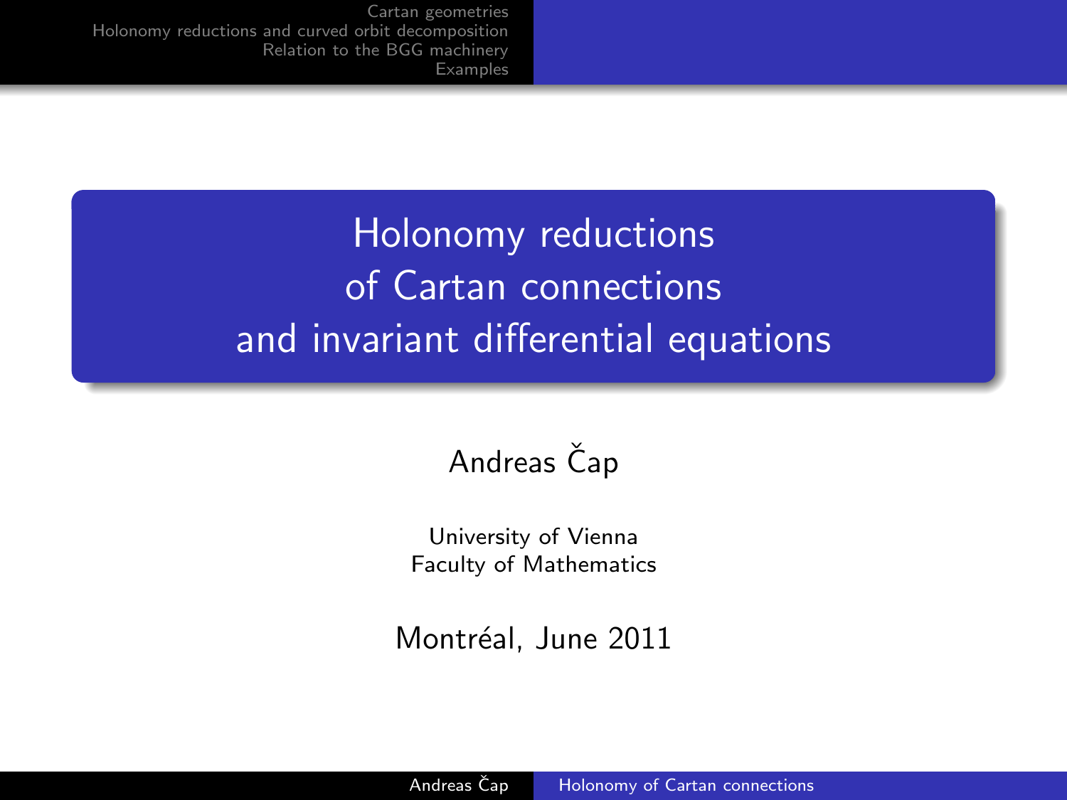# Holonomy reductions of Cartan connections and invariant differential equations

Andreas Čap

University of Vienna
Faculty of Mathematics

Montréal, June 2011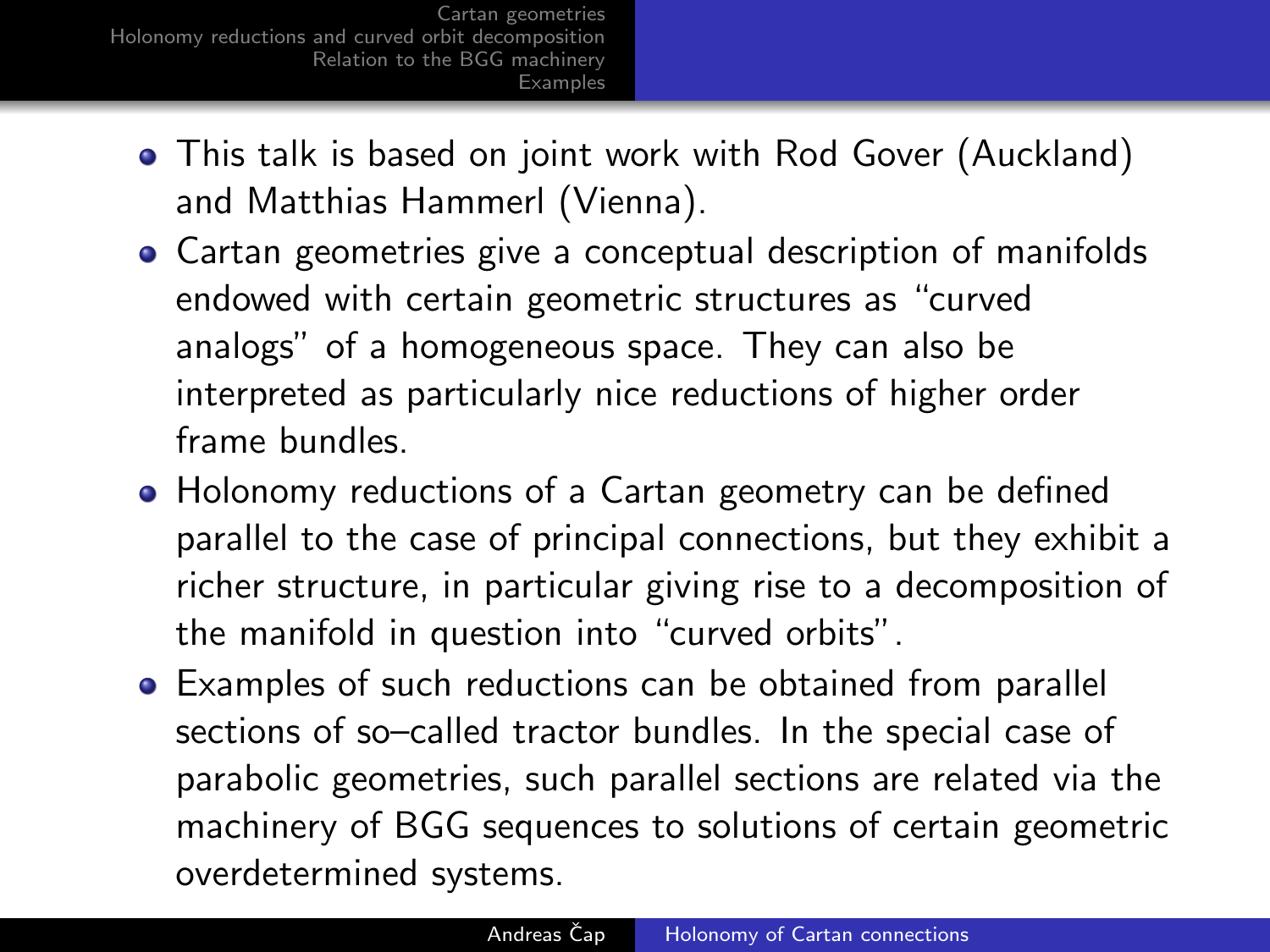- This talk is based on joint work with Rod Gover (Auckland) and Matthias Hammerl (Vienna).
- Cartan geometries give a conceptual description of manifolds endowed with certain geometric structures as "curved analogs" of a homogeneous space. They can also be interpreted as particularly nice reductions of higher order frame bundles.
- Holonomy reductions of a Cartan geometry can be defined parallel to the case of principal connections, but they exhibit a richer structure, in particular giving rise to a decomposition of the manifold in question into "curved orbits".
- Examples of such reductions can be obtained from parallel sections of so–called tractor bundles. In the special case of parabolic geometries, such parallel sections are related via the machinery of BGG sequences to solutions of certain geometric overdetermined systems.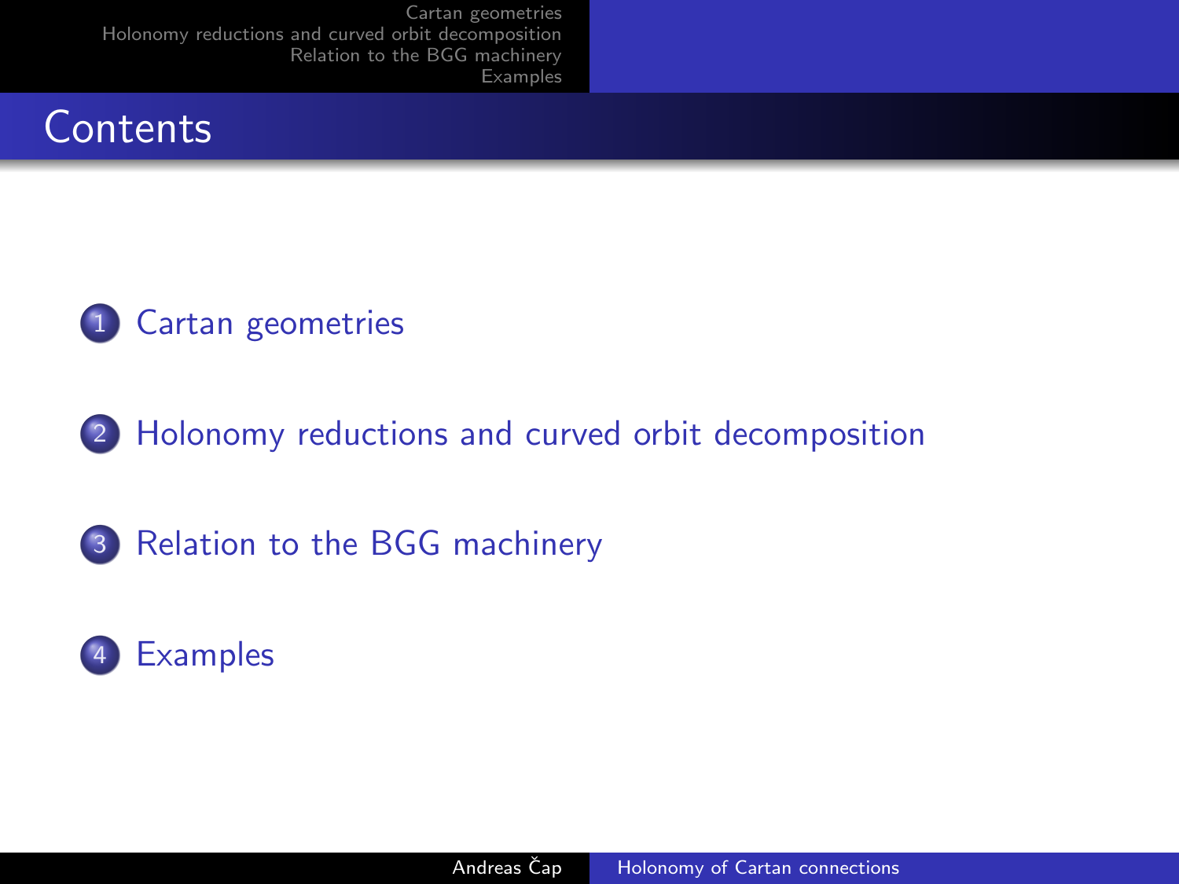# Contents

1. Cartan geometries
2. Holonomy reductions and curved orbit decomposition
3. Relation to the BGG machinery
4. Examples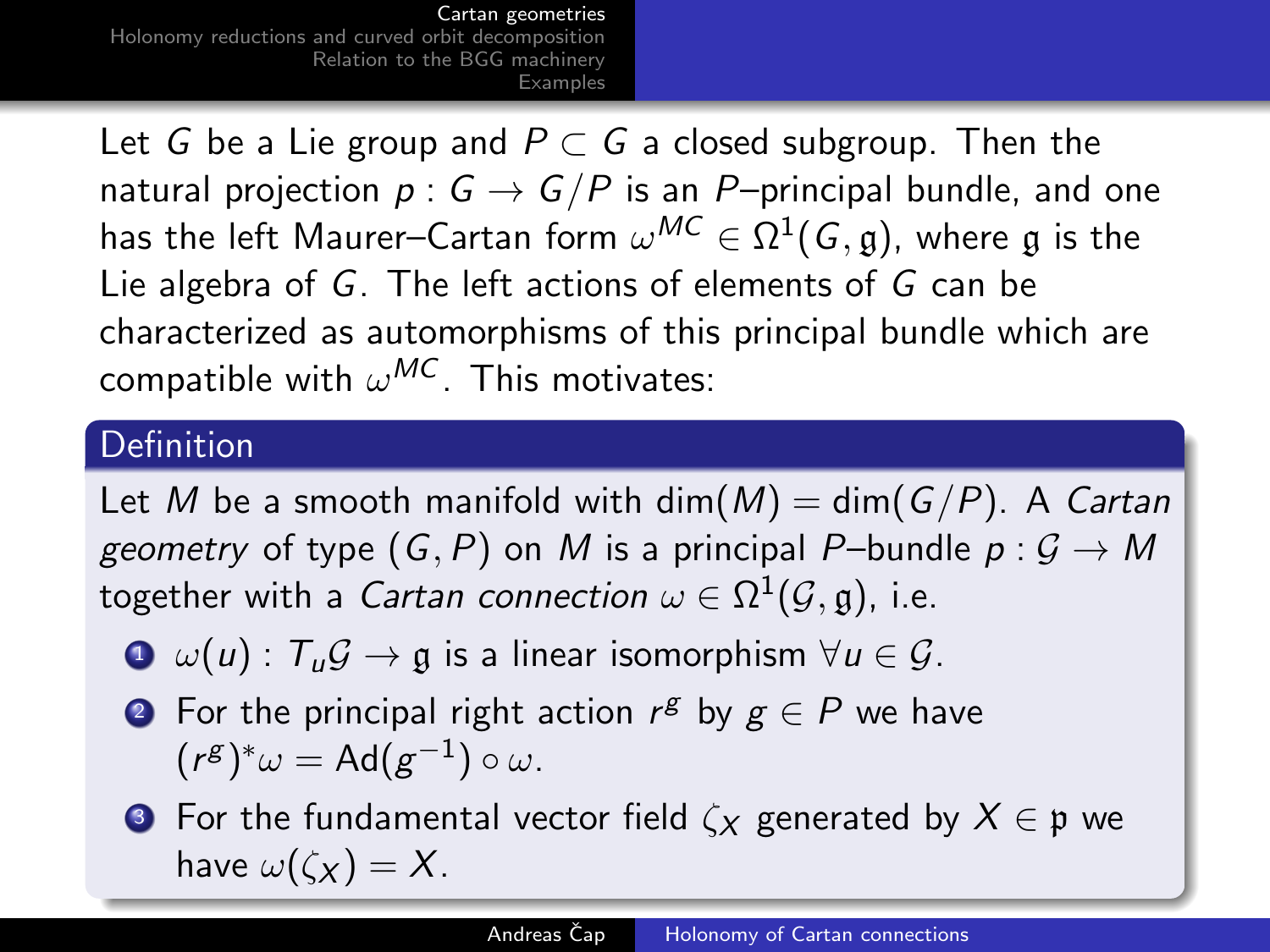Let $G$ be a Lie group and $P \subset G$ a closed subgroup. Then the natural projection $p : G \to G/P$ is an $P$–principal bundle, and one has the left Maurer–Cartan form $\omega^{MC} \in \Omega^1(G, \mathfrak{g})$, where $\mathfrak{g}$ is the Lie algebra of $G$. The left actions of elements of $G$ can be characterized as automorphisms of this principal bundle which are compatible with $\omega^{MC}$. This motivates:

### Definition

Let $M$ be a smooth manifold with $\dim(M) = \dim(G/P)$. A *Cartan geometry* of type $(G, P)$ on $M$ is a principal $P$–bundle $p : \mathcal{G} \to M$ together with a *Cartan connection* $\omega \in \Omega^1(\mathcal{G}, \mathfrak{g})$, i.e.

1. $\omega(u) : T_u\mathcal{G} \to \mathfrak{g}$ is a linear isomorphism $\forall u \in \mathcal{G}$.
2. For the principal right action $r^g$ by $g \in P$ we have $(r^g)^*\omega = \mathrm{Ad}(g^{-1}) \circ \omega$.
3. For the fundamental vector field $\zeta_X$ generated by $X \in \mathfrak{p}$ we have $\omega(\zeta_X) = X$.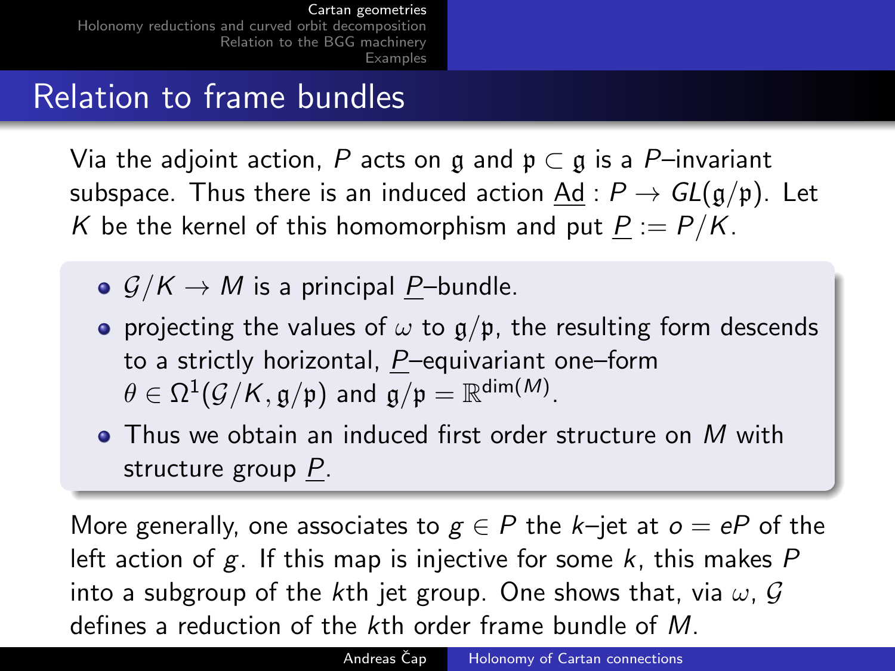## Relation to frame bundles

Via the adjoint action, $P$ acts on $\mathfrak{g}$ and $\mathfrak{p} \subset \mathfrak{g}$ is a $P$–invariant subspace. Thus there is an induced action $\underline{\mathrm{Ad}} : P \to GL(\mathfrak{g}/\mathfrak{p})$. Let $K$ be the kernel of this homomorphism and put $\underline{P} := P/K$.

- $\mathcal{G}/K \to M$ is a principal $\underline{P}$–bundle.
- projecting the values of $\omega$ to $\mathfrak{g}/\mathfrak{p}$, the resulting form descends to a strictly horizontal, $\underline{P}$–equivariant one–form $\theta \in \Omega^1(\mathcal{G}/K, \mathfrak{g}/\mathfrak{p})$ and $\mathfrak{g}/\mathfrak{p} = \mathbb{R}^{\dim(M)}$.
- Thus we obtain an induced first order structure on $M$ with structure group $\underline{P}$.

More generally, one associates to $g \in P$ the $k$–jet at $o = eP$ of the left action of $g$. If this map is injective for some $k$, this makes $P$ into a subgroup of the $k$th jet group. One shows that, via $\omega$, $\mathcal{G}$ defines a reduction of the $k$th order frame bundle of $M$.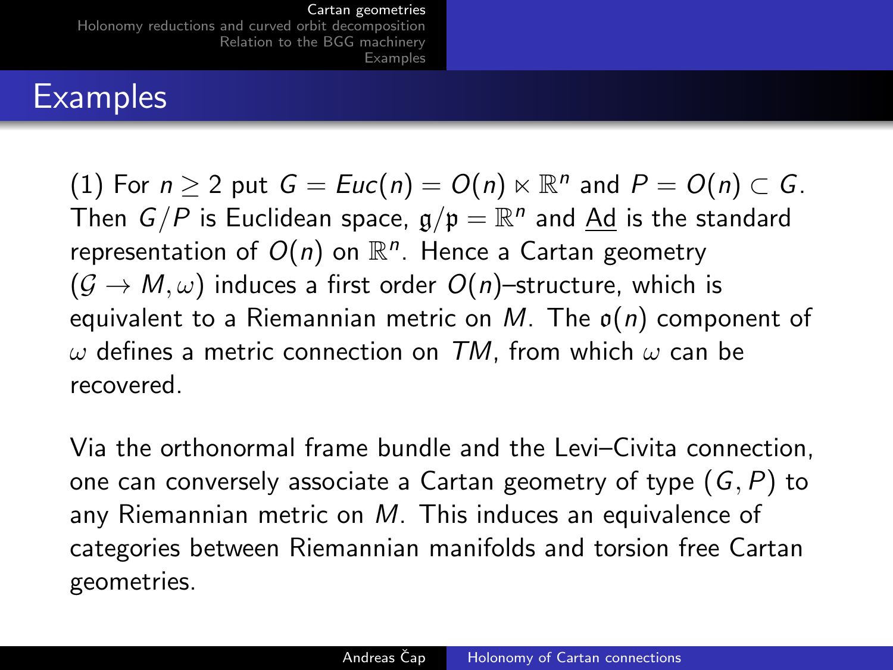## Examples

(1) For $n \geq 2$ put $G = Euc(n) = O(n) \ltimes \mathbb{R}^n$ and $P = O(n) \subset G$. Then $G/P$ is Euclidean space, $\mathfrak{g}/\mathfrak{p} = \mathbb{R}^n$ and $\underline{\text{Ad}}$ is the standard representation of $O(n)$ on $\mathbb{R}^n$. Hence a Cartan geometry $(\mathcal{G} \to M, \omega)$ induces a first order $O(n)$–structure, which is equivalent to a Riemannian metric on $M$. The $\mathfrak{o}(n)$ component of $\omega$ defines a metric connection on $TM$, from which $\omega$ can be recovered.

Via the orthonormal frame bundle and the Levi–Civita connection, one can conversely associate a Cartan geometry of type $(G, P)$ to any Riemannian metric on $M$. This induces an equivalence of categories between Riemannian manifolds and torsion free Cartan geometries.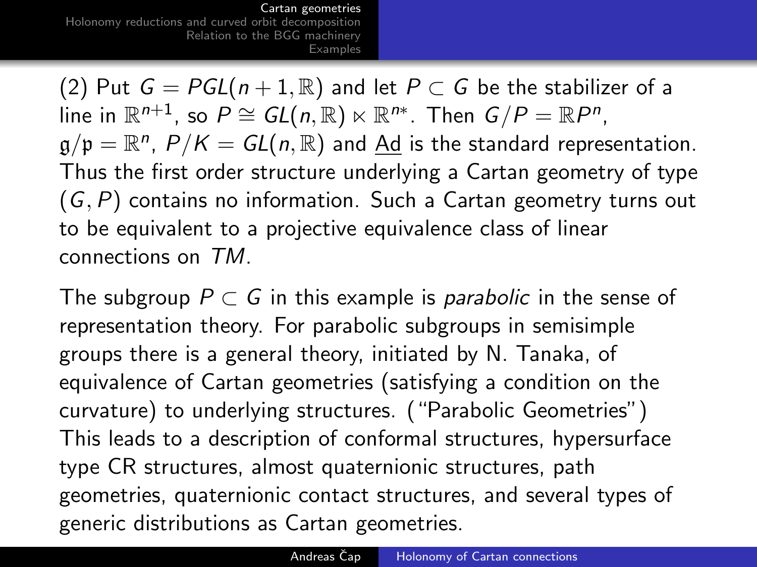(2) Put $G = PGL(n+1, \mathbb{R})$ and let $P \subset G$ be the stabilizer of a line in $\mathbb{R}^{n+1}$, so $P \cong GL(n, \mathbb{R}) \ltimes \mathbb{R}^{n*}$. Then $G/P = \mathbb{R}P^n$, $\mathfrak{g}/\mathfrak{p} = \mathbb{R}^n$, $P/K = GL(n, \mathbb{R})$ and $\underline{\mathrm{Ad}}$ is the standard representation. Thus the first order structure underlying a Cartan geometry of type $(G, P)$ contains no information. Such a Cartan geometry turns out to be equivalent to a projective equivalence class of linear connections on $TM$.

The subgroup $P \subset G$ in this example is *parabolic* in the sense of representation theory. For parabolic subgroups in semisimple groups there is a general theory, initiated by N. Tanaka, of equivalence of Cartan geometries (satisfying a condition on the curvature) to underlying structures. ("Parabolic Geometries") This leads to a description of conformal structures, hypersurface type CR structures, almost quaternionic structures, path geometries, quaternionic contact structures, and several types of generic distributions as Cartan geometries.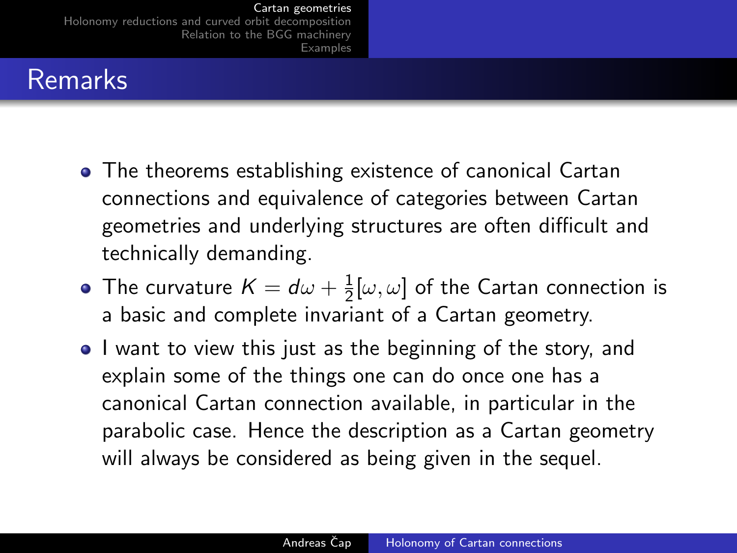## Remarks

- The theorems establishing existence of canonical Cartan connections and equivalence of categories between Cartan geometries and underlying structures are often difficult and technically demanding.
- The curvature $K = d\omega + \frac{1}{2}[\omega, \omega]$ of the Cartan connection is a basic and complete invariant of a Cartan geometry.
- I want to view this just as the beginning of the story, and explain some of the things one can do once one has a canonical Cartan connection available, in particular in the parabolic case. Hence the description as a Cartan geometry will always be considered as being given in the sequel.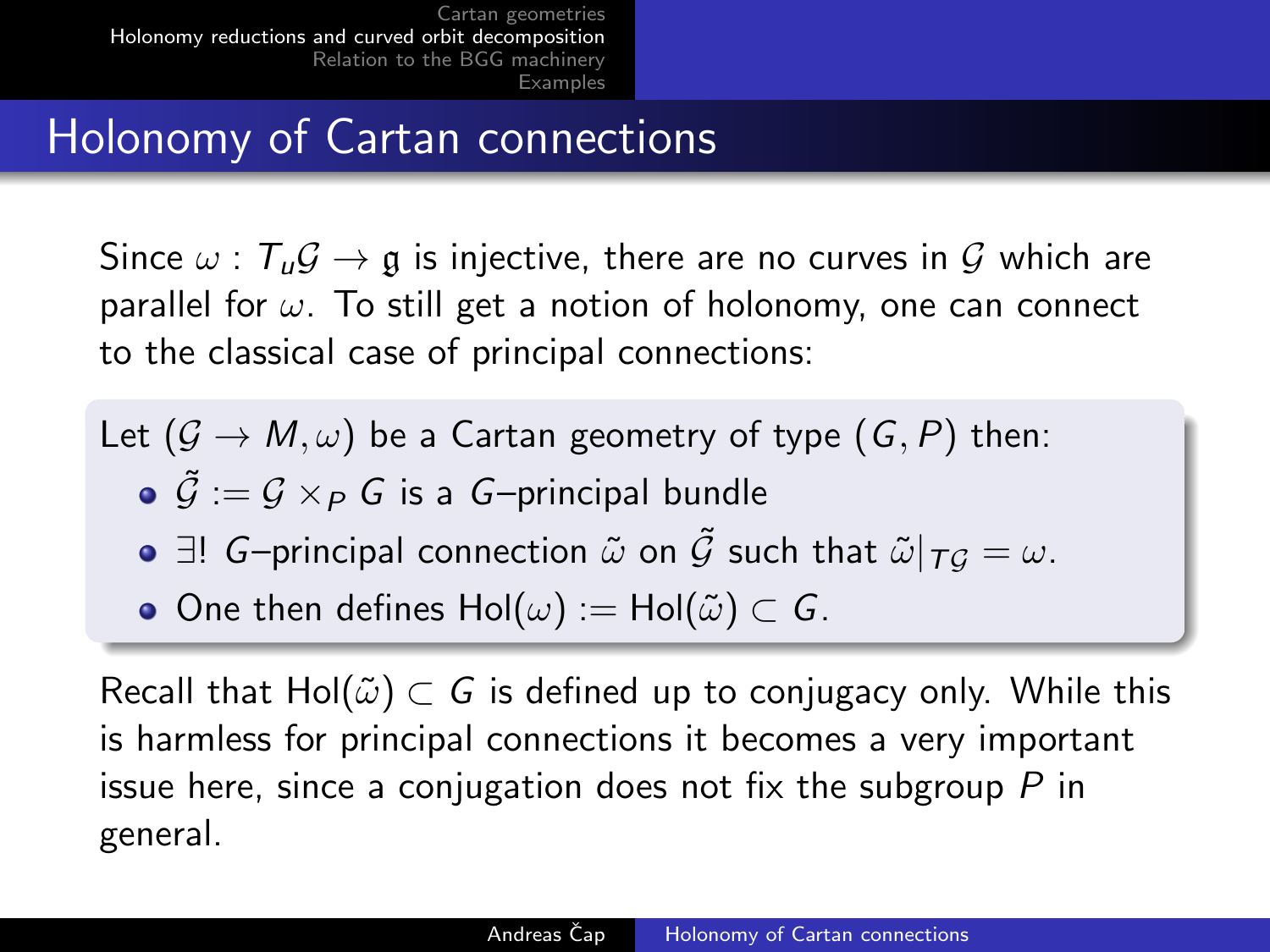# Holonomy of Cartan connections

Since $\omega : T_u\mathcal{G} \to \mathfrak{g}$ is injective, there are no curves in $\mathcal{G}$ which are parallel for $\omega$. To still get a notion of holonomy, one can connect to the classical case of principal connections:

Let $(\mathcal{G} \to M, \omega)$ be a Cartan geometry of type $(G, P)$ then:

- $\tilde{\mathcal{G}} := \mathcal{G} \times_P G$ is a $G$–principal bundle
- $\exists!$ $G$–principal connection $\tilde{\omega}$ on $\tilde{\mathcal{G}}$ such that $\tilde{\omega}|_{T\mathcal{G}} = \omega$.
- One then defines $\mathrm{Hol}(\omega) := \mathrm{Hol}(\tilde{\omega}) \subset G$.

Recall that $\mathrm{Hol}(\tilde{\omega}) \subset G$ is defined up to conjugacy only. While this is harmless for principal connections it becomes a very important issue here, since a conjugation does not fix the subgroup $P$ in general.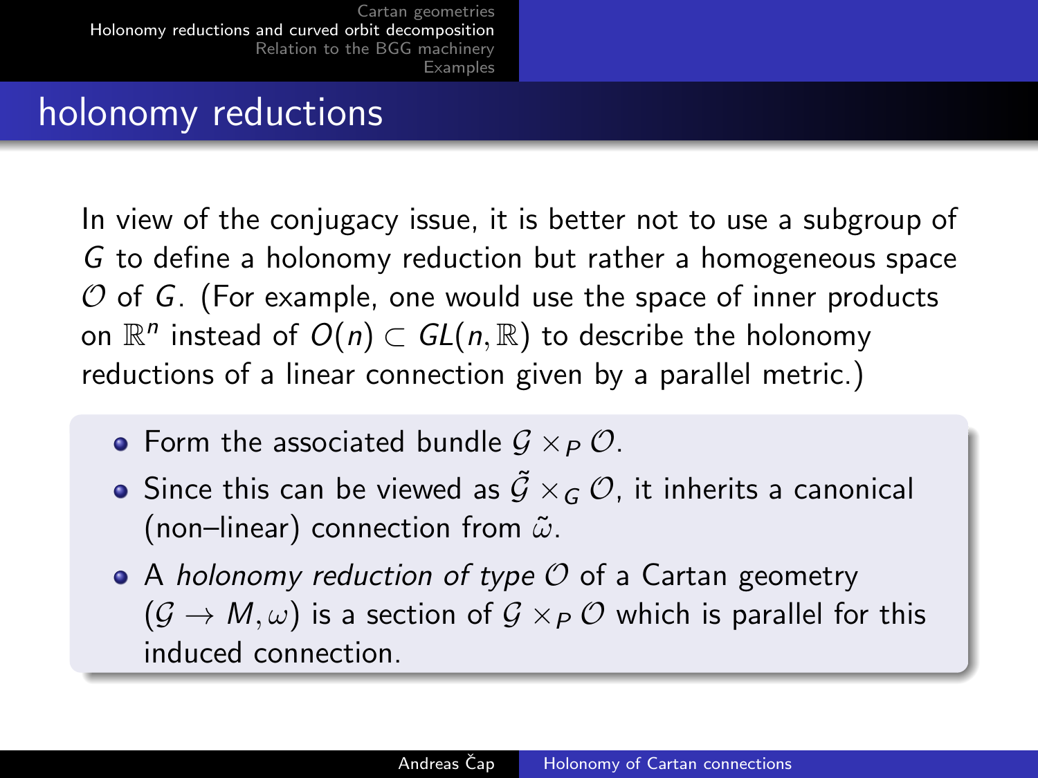## holonomy reductions

In view of the conjugacy issue, it is better not to use a subgroup of $G$ to define a holonomy reduction but rather a homogeneous space $\mathcal{O}$ of $G$. (For example, one would use the space of inner products on $\mathbb{R}^n$ instead of $O(n) \subset GL(n, \mathbb{R})$ to describe the holonomy reductions of a linear connection given by a parallel metric.)

- Form the associated bundle $\mathcal{G} \times_P \mathcal{O}$.
- Since this can be viewed as $\tilde{\mathcal{G}} \times_G \mathcal{O}$, it inherits a canonical (non–linear) connection from $\tilde{\omega}$.
- A *holonomy reduction of type* $\mathcal{O}$ of a Cartan geometry $(\mathcal{G} \to M, \omega)$ is a section of $\mathcal{G} \times_P \mathcal{O}$ which is parallel for this induced connection.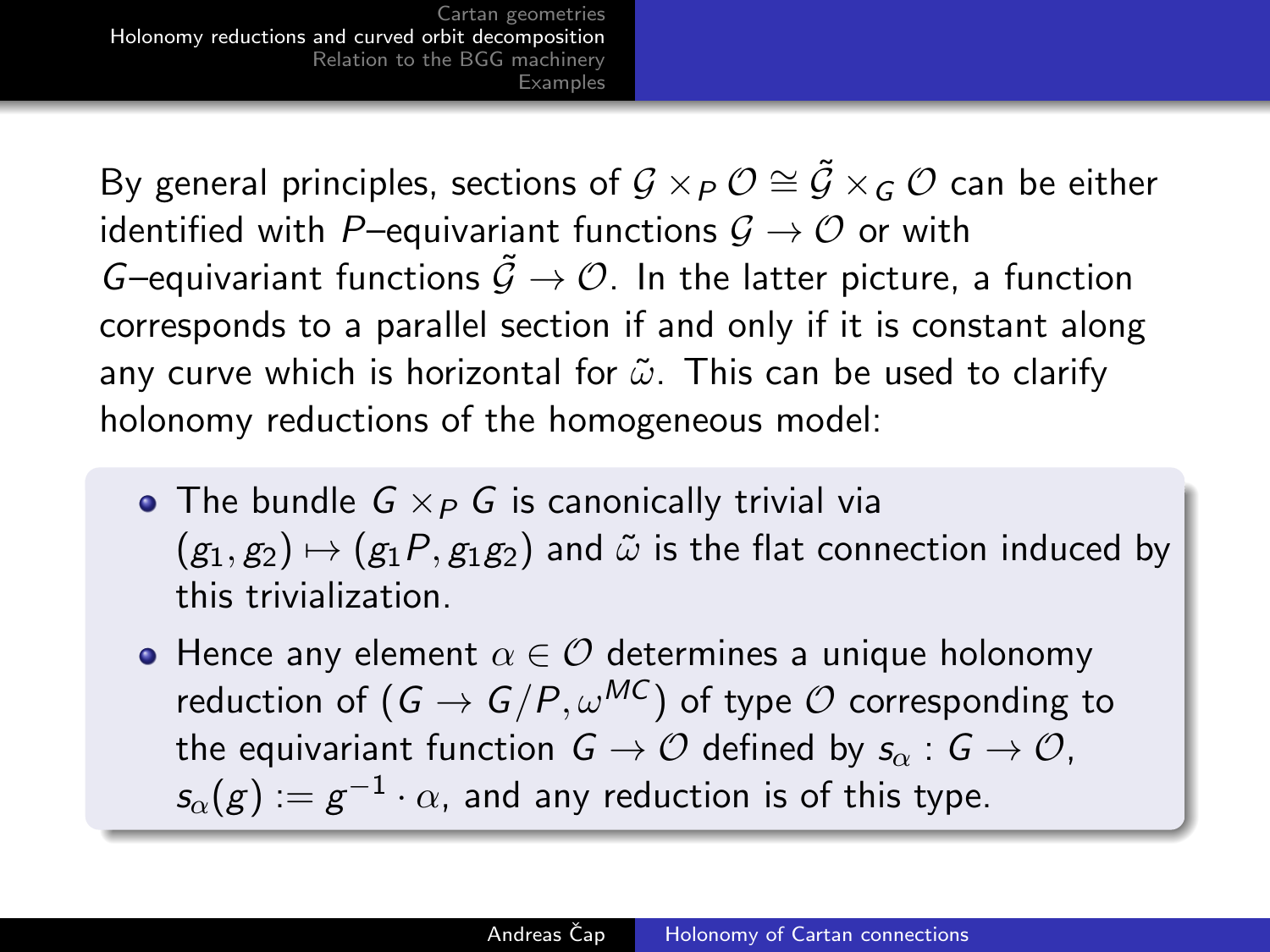By general principles, sections of $\mathcal{G} \times_P \mathcal{O} \cong \tilde{\mathcal{G}} \times_G \mathcal{O}$ can be either identified with $P$–equivariant functions $\mathcal{G} \to \mathcal{O}$ or with $G$–equivariant functions $\tilde{\mathcal{G}} \to \mathcal{O}$. In the latter picture, a function corresponds to a parallel section if and only if it is constant along any curve which is horizontal for $\tilde{\omega}$. This can be used to clarify holonomy reductions of the homogeneous model:

- The bundle $G \times_P G$ is canonically trivial via $(g_1, g_2) \mapsto (g_1 P, g_1 g_2)$ and $\tilde{\omega}$ is the flat connection induced by this trivialization.
- Hence any element $\alpha \in \mathcal{O}$ determines a unique holonomy reduction of $(G \to G/P, \omega^{MC})$ of type $\mathcal{O}$ corresponding to the equivariant function $G \to \mathcal{O}$ defined by $s_\alpha : G \to \mathcal{O}$, $s_\alpha(g) := g^{-1} \cdot \alpha$, and any reduction is of this type.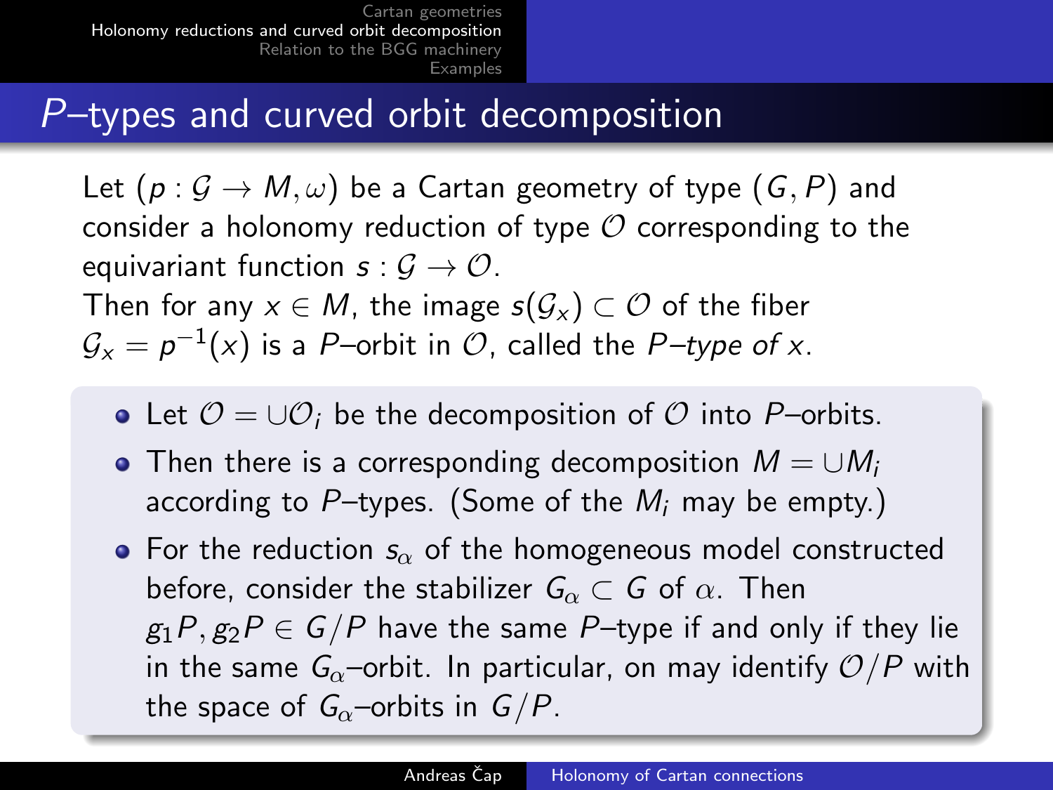## $P$–types and curved orbit decomposition

Let $(p : \mathcal{G} \to M, \omega)$ be a Cartan geometry of type $(G, P)$ and consider a holonomy reduction of type $\mathcal{O}$ corresponding to the equivariant function $s : \mathcal{G} \to \mathcal{O}$.

Then for any $x \in M$, the image $s(\mathcal{G}_x) \subset \mathcal{O}$ of the fiber $\mathcal{G}_x = p^{-1}(x)$ is a $P$–orbit in $\mathcal{O}$, called the *$P$–type of $x$*.

- Let $\mathcal{O} = \cup \mathcal{O}_i$ be the decomposition of $\mathcal{O}$ into $P$–orbits.
- Then there is a corresponding decomposition $M = \cup M_i$ according to $P$–types. (Some of the $M_i$ may be empty.)
- For the reduction $s_\alpha$ of the homogeneous model constructed before, consider the stabilizer $G_\alpha \subset G$ of $\alpha$. Then $g_1 P, g_2 P \in G/P$ have the same $P$–type if and only if they lie in the same $G_\alpha$–orbit. In particular, on may identify $\mathcal{O}/P$ with the space of $G_\alpha$–orbits in $G/P$.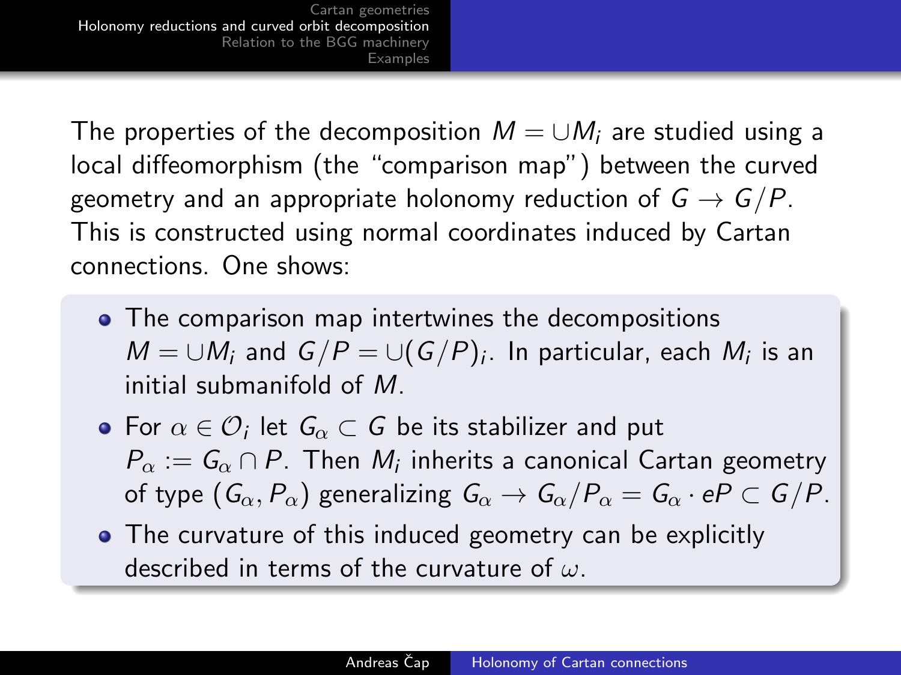The properties of the decomposition $M = \cup M_i$ are studied using a local diffeomorphism (the "comparison map") between the curved geometry and an appropriate holonomy reduction of $G \to G/P$. This is constructed using normal coordinates induced by Cartan connections. One shows:

- The comparison map intertwines the decompositions $M = \cup M_i$ and $G/P = \cup (G/P)_i$. In particular, each $M_i$ is an initial submanifold of $M$.
- For $\alpha \in \mathcal{O}_i$ let $G_\alpha \subset G$ be its stabilizer and put $P_\alpha := G_\alpha \cap P$. Then $M_i$ inherits a canonical Cartan geometry of type $(G_\alpha, P_\alpha)$ generalizing $G_\alpha \to G_\alpha / P_\alpha = G_\alpha \cdot eP \subset G/P$.
- The curvature of this induced geometry can be explicitly described in terms of the curvature of $\omega$.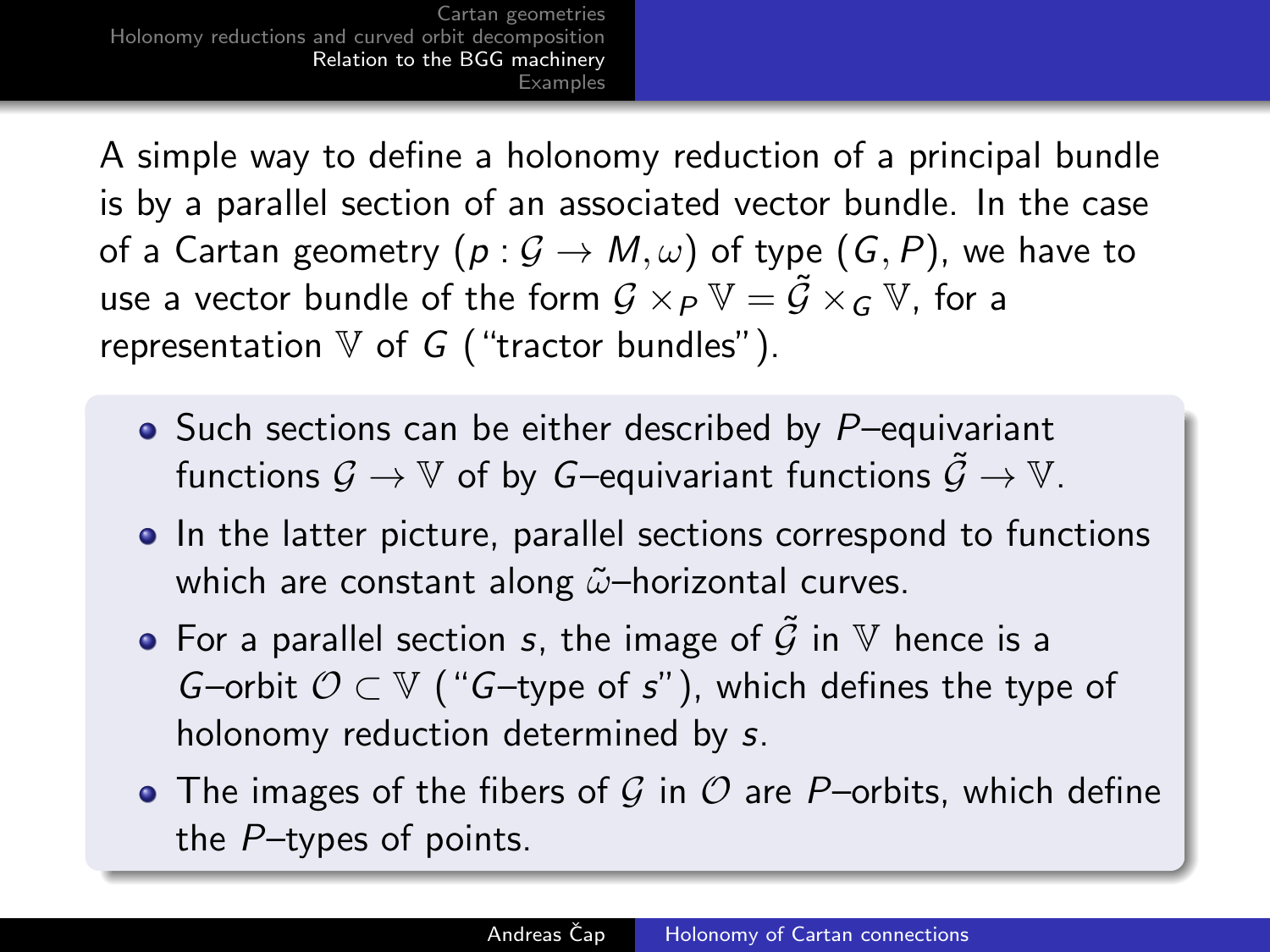A simple way to define a holonomy reduction of a principal bundle is by a parallel section of an associated vector bundle. In the case of a Cartan geometry $(p : \mathcal{G} \to M, \omega)$ of type $(G, P)$, we have to use a vector bundle of the form $\mathcal{G} \times_P \mathbb{V} = \tilde{\mathcal{G}} \times_G \mathbb{V}$, for a representation $\mathbb{V}$ of $G$ ("tractor bundles").

- Such sections can be either described by $P$–equivariant functions $\mathcal{G} \to \mathbb{V}$ of by $G$–equivariant functions $\tilde{\mathcal{G}} \to \mathbb{V}$.
- In the latter picture, parallel sections correspond to functions which are constant along $\tilde{\omega}$–horizontal curves.
- For a parallel section $s$, the image of $\tilde{\mathcal{G}}$ in $\mathbb{V}$ hence is a $G$–orbit $\mathcal{O} \subset \mathbb{V}$ ("$G$–type of $s$"), which defines the type of holonomy reduction determined by $s$.
- The images of the fibers of $\mathcal{G}$ in $\mathcal{O}$ are $P$–orbits, which define the $P$–types of points.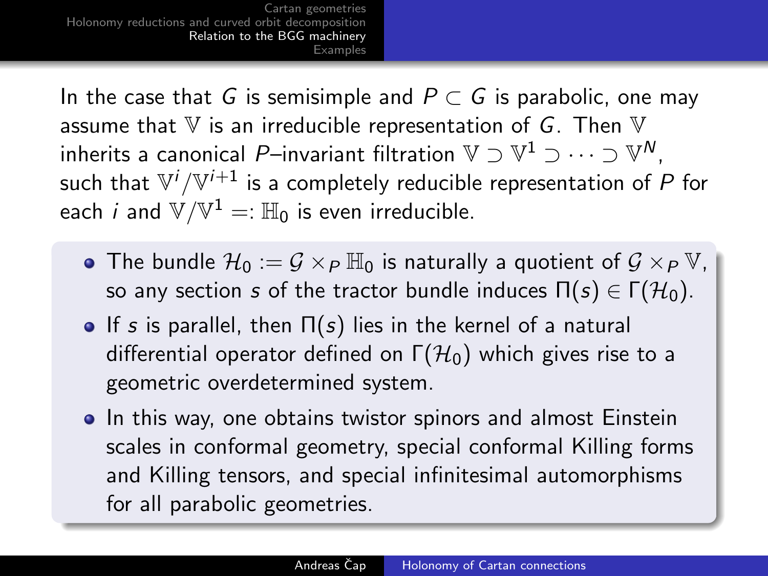In the case that $G$ is semisimple and $P \subset G$ is parabolic, one may assume that $\mathbb{V}$ is an irreducible representation of $G$. Then $\mathbb{V}$ inherits a canonical $P$–invariant filtration $\mathbb{V} \supset \mathbb{V}^1 \supset \cdots \supset \mathbb{V}^N$, such that $\mathbb{V}^i/\mathbb{V}^{i+1}$ is a completely reducible representation of $P$ for each $i$ and $\mathbb{V}/\mathbb{V}^1 =: \mathbb{H}_0$ is even irreducible.

- The bundle $\mathcal{H}_0 := \mathcal{G} \times_P \mathbb{H}_0$ is naturally a quotient of $\mathcal{G} \times_P \mathbb{V}$, so any section $s$ of the tractor bundle induces $\Pi(s) \in \Gamma(\mathcal{H}_0)$.
- If $s$ is parallel, then $\Pi(s)$ lies in the kernel of a natural differential operator defined on $\Gamma(\mathcal{H}_0)$ which gives rise to a geometric overdetermined system.
- In this way, one obtains twistor spinors and almost Einstein scales in conformal geometry, special conformal Killing forms and Killing tensors, and special infinitesimal automorphisms for all parabolic geometries.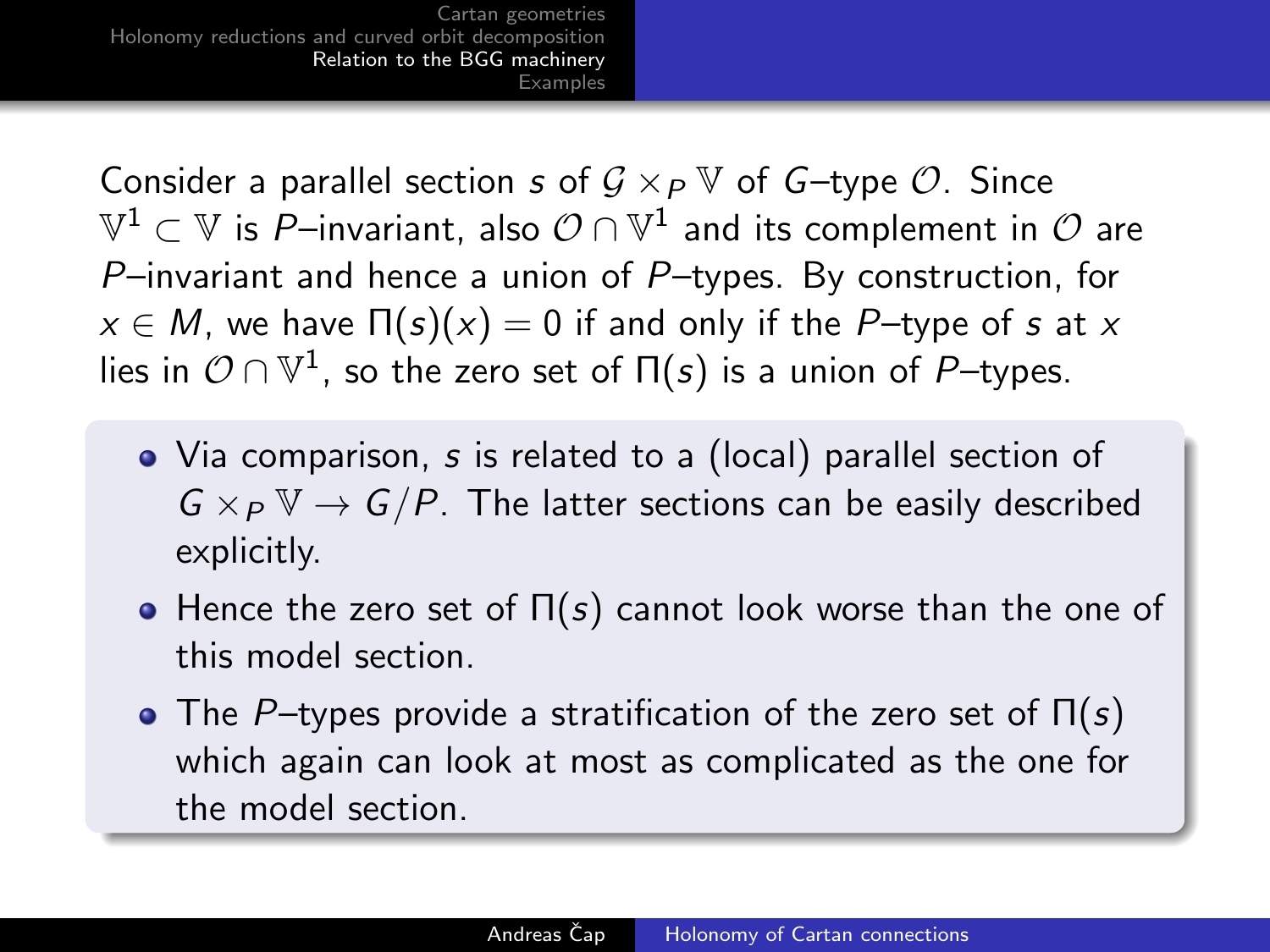Consider a parallel section $s$ of $\mathcal{G} \times_P \mathbb{V}$ of $G$–type $\mathcal{O}$. Since $\mathbb{V}^1 \subset \mathbb{V}$ is $P$–invariant, also $\mathcal{O} \cap \mathbb{V}^1$ and its complement in $\mathcal{O}$ are $P$–invariant and hence a union of $P$–types. By construction, for $x \in M$, we have $\Pi(s)(x) = 0$ if and only if the $P$–type of $s$ at $x$ lies in $\mathcal{O} \cap \mathbb{V}^1$, so the zero set of $\Pi(s)$ is a union of $P$–types.

- Via comparison, $s$ is related to a (local) parallel section of $G \times_P \mathbb{V} \to G/P$. The latter sections can be easily described explicitly.
- Hence the zero set of $\Pi(s)$ cannot look worse than the one of this model section.
- The $P$–types provide a stratification of the zero set of $\Pi(s)$ which again can look at most as complicated as the one for the model section.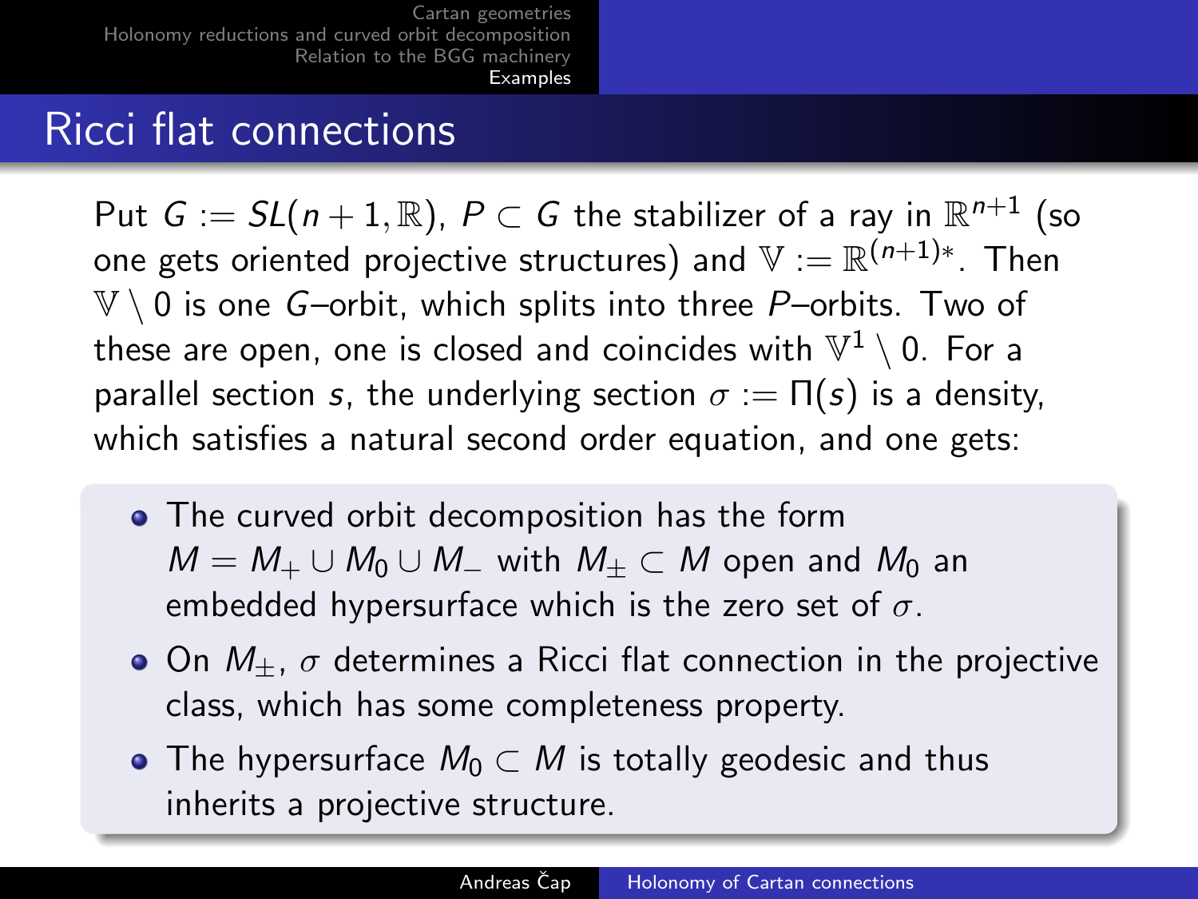## Ricci flat connections

Put $G := SL(n+1, \mathbb{R})$, $P \subset G$ the stabilizer of a ray in $\mathbb{R}^{n+1}$ (so one gets oriented projective structures) and $\mathbb{V} := \mathbb{R}^{(n+1)*}$. Then $\mathbb{V} \setminus 0$ is one $G$–orbit, which splits into three $P$–orbits. Two of these are open, one is closed and coincides with $\mathbb{V}^1 \setminus 0$. For a parallel section $s$, the underlying section $\sigma := \Pi(s)$ is a density, which satisfies a natural second order equation, and one gets:

- The curved orbit decomposition has the form $M = M_+ \cup M_0 \cup M_-$ with $M_\pm \subset M$ open and $M_0$ an embedded hypersurface which is the zero set of $\sigma$.
- On $M_\pm$, $\sigma$ determines a Ricci flat connection in the projective class, which has some completeness property.
- The hypersurface $M_0 \subset M$ is totally geodesic and thus inherits a projective structure.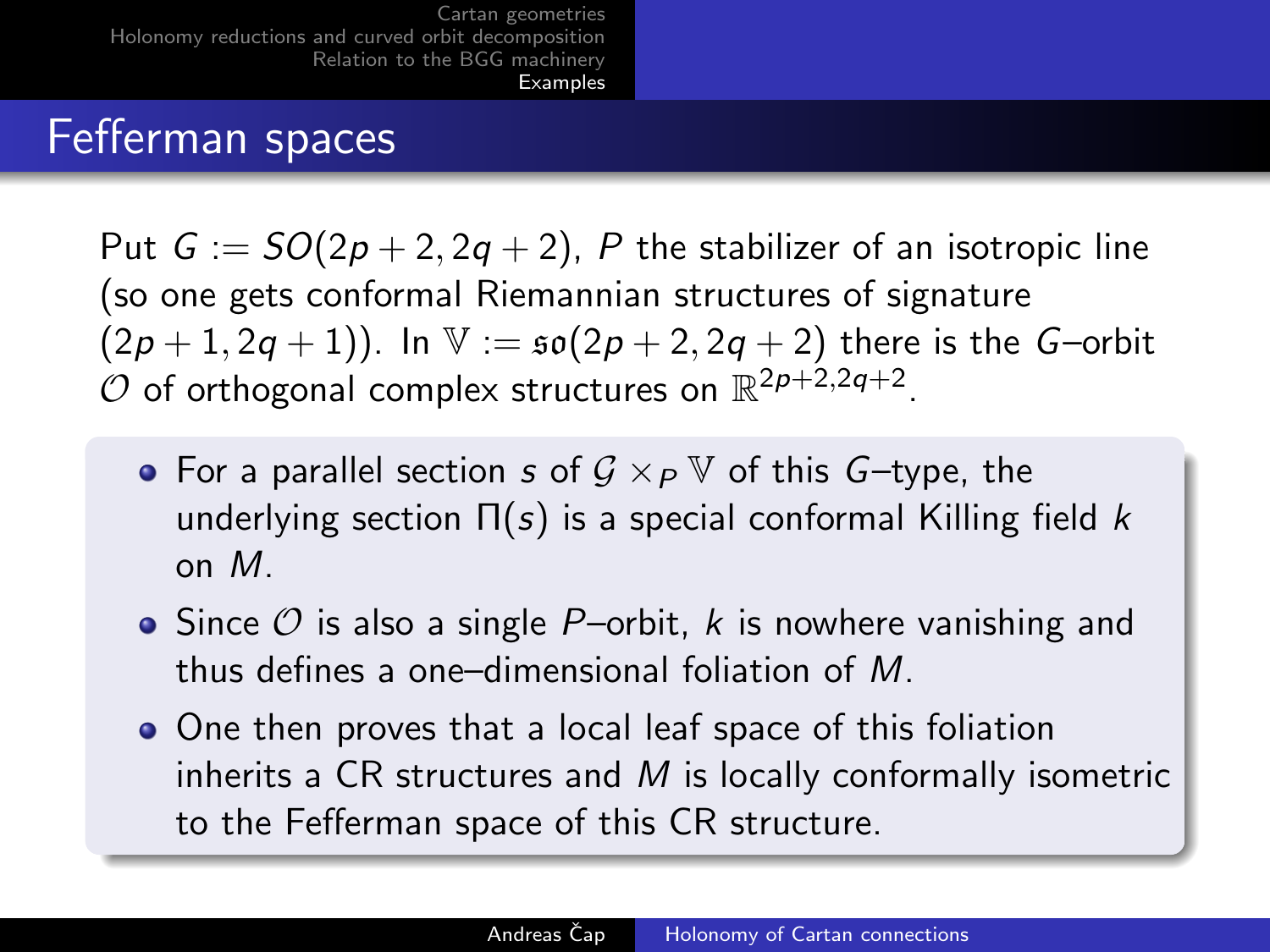## Fefferman spaces

Put $G := SO(2p+2, 2q+2)$, $P$ the stabilizer of an isotropic line (so one gets conformal Riemannian structures of signature $(2p+1, 2q+1)$). In $\mathbb{V} := \mathfrak{so}(2p+2, 2q+2)$ there is the $G$–orbit $\mathcal{O}$ of orthogonal complex structures on $\mathbb{R}^{2p+2,2q+2}$.

- For a parallel section $s$ of $\mathcal{G} \times_P \mathbb{V}$ of this $G$–type, the underlying section $\Pi(s)$ is a special conformal Killing field $k$ on $M$.
- Since $\mathcal{O}$ is also a single $P$–orbit, $k$ is nowhere vanishing and thus defines a one–dimensional foliation of $M$.
- One then proves that a local leaf space of this foliation inherits a CR structures and $M$ is locally conformally isometric to the Fefferman space of this CR structure.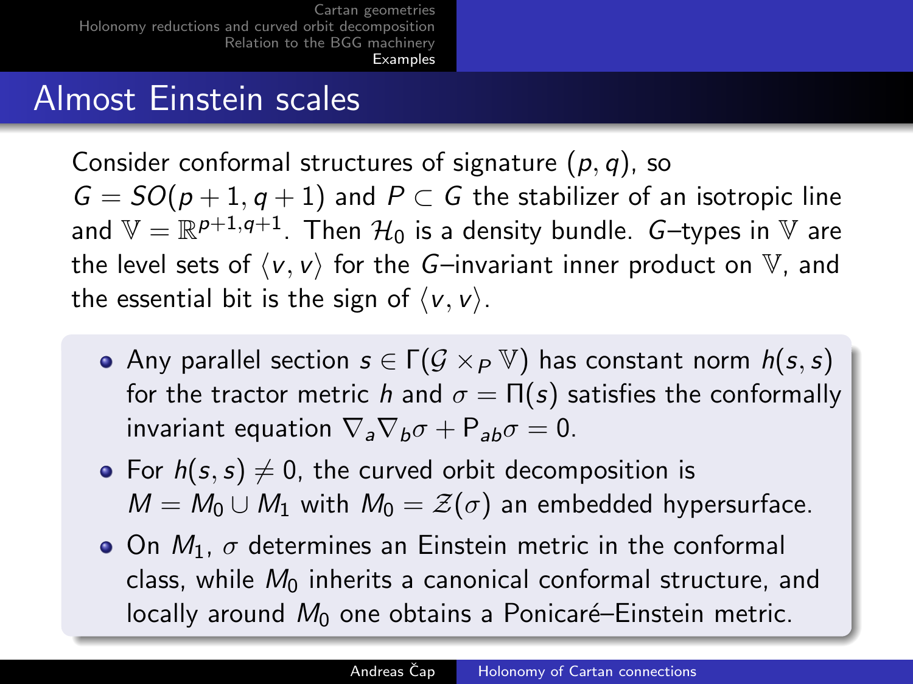## Almost Einstein scales

Consider conformal structures of signature $(p, q)$, so $G = SO(p+1, q+1)$ and $P \subset G$ the stabilizer of an isotropic line and $\mathbb{V} = \mathbb{R}^{p+1,q+1}$. Then $\mathcal{H}_0$ is a density bundle. $G$–types in $\mathbb{V}$ are the level sets of $\langle v, v \rangle$ for the $G$–invariant inner product on $\mathbb{V}$, and the essential bit is the sign of $\langle v, v \rangle$.

- Any parallel section $s \in \Gamma(\mathcal{G} \times_P \mathbb{V})$ has constant norm $h(s, s)$ for the tractor metric $h$ and $\sigma = \Pi(s)$ satisfies the conformally invariant equation $\nabla_a \nabla_b \sigma + \mathsf{P}_{ab} \sigma = 0$.
- For $h(s, s) \neq 0$, the curved orbit decomposition is $M = M_0 \cup M_1$ with $M_0 = \mathcal{Z}(\sigma)$ an embedded hypersurface.
- On $M_1$, $\sigma$ determines an Einstein metric in the conformal class, while $M_0$ inherits a canonical conformal structure, and locally around $M_0$ one obtains a Ponicaré–Einstein metric.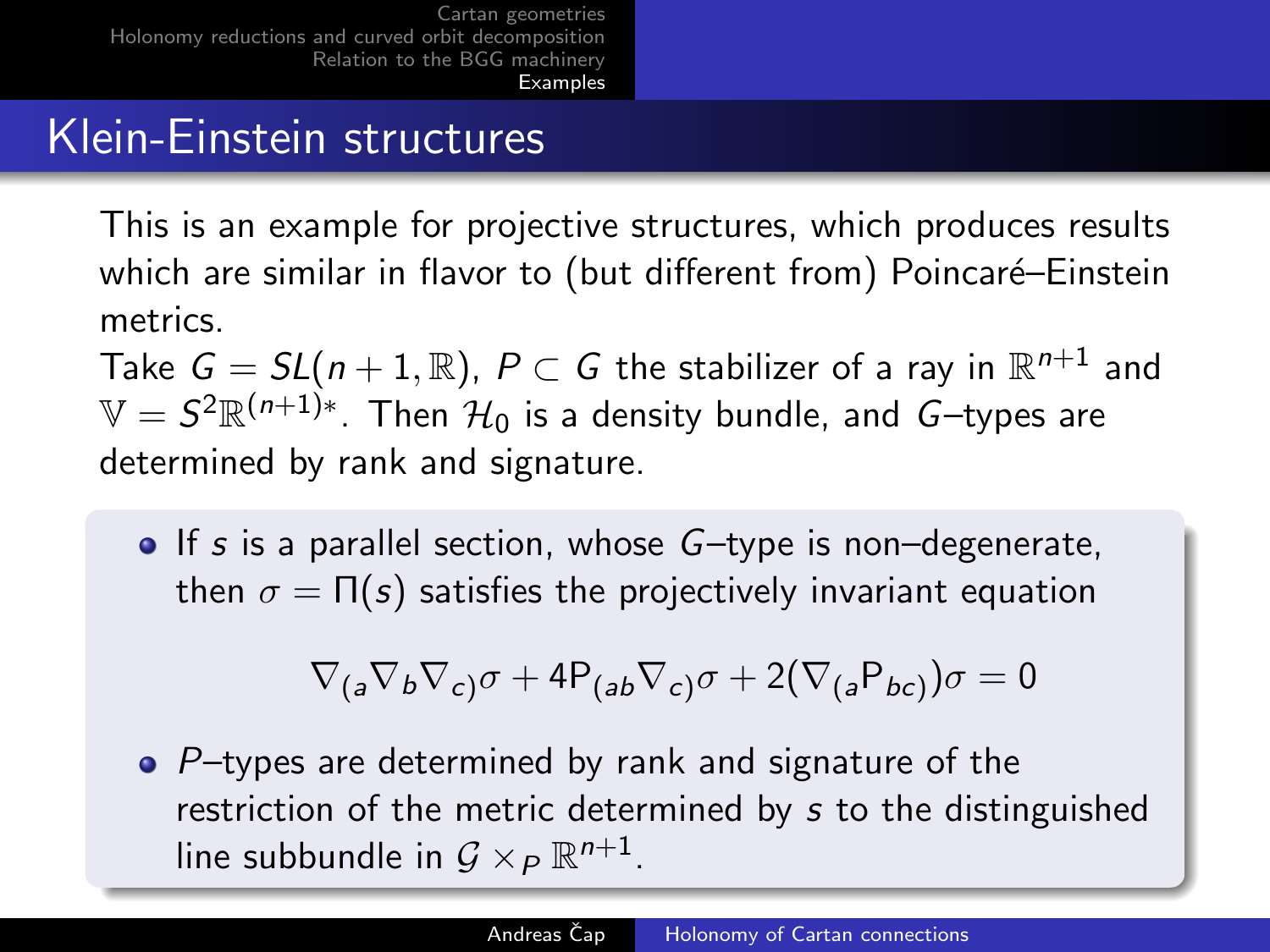# Klein-Einstein structures

This is an example for projective structures, which produces results which are similar in flavor to (but different from) Poincaré–Einstein metrics.

Take $G = SL(n+1,\mathbb{R})$, $P \subset G$ the stabilizer of a ray in $\mathbb{R}^{n+1}$ and $\mathbb{V} = S^2\mathbb{R}^{(n+1)*}$. Then $\mathcal{H}_0$ is a density bundle, and $G$–types are determined by rank and signature.

- If $s$ is a parallel section, whose $G$–type is non–degenerate, then $\sigma = \Pi(s)$ satisfies the projectively invariant equation

$$\nabla_{(a}\nabla_b\nabla_{c)}\sigma + 4\mathsf{P}_{(ab}\nabla_{c)}\sigma + 2(\nabla_{(a}\mathsf{P}_{bc)})\sigma = 0$$

- $P$–types are determined by rank and signature of the restriction of the metric determined by $s$ to the distinguished line subbundle in $\mathcal{G} \times_P \mathbb{R}^{n+1}$.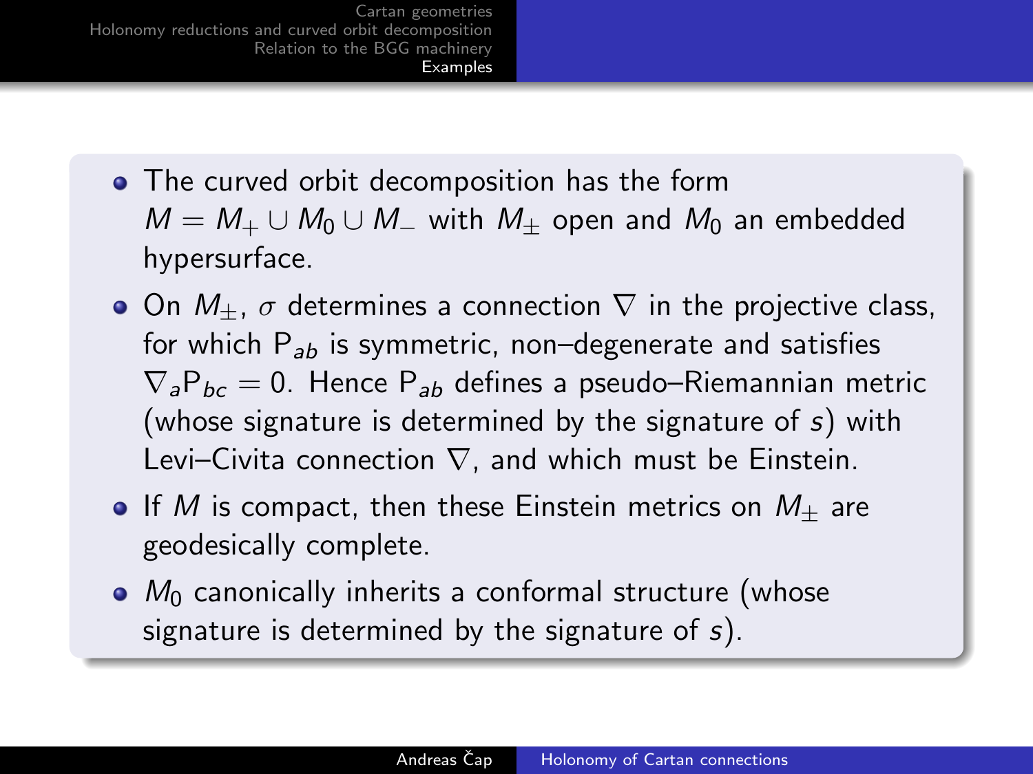- The curved orbit decomposition has the form $M = M_+ \cup M_0 \cup M_-$ with $M_\pm$ open and $M_0$ an embedded hypersurface.
- On $M_\pm$, $\sigma$ determines a connection $\nabla$ in the projective class, for which $\mathrm{P}_{ab}$ is symmetric, non–degenerate and satisfies $\nabla_a \mathrm{P}_{bc} = 0$. Hence $\mathrm{P}_{ab}$ defines a pseudo–Riemannian metric (whose signature is determined by the signature of $s$) with Levi–Civita connection $\nabla$, and which must be Einstein.
- If $M$ is compact, then these Einstein metrics on $M_\pm$ are geodesically complete.
- $M_0$ canonically inherits a conformal structure (whose signature is determined by the signature of $s$).